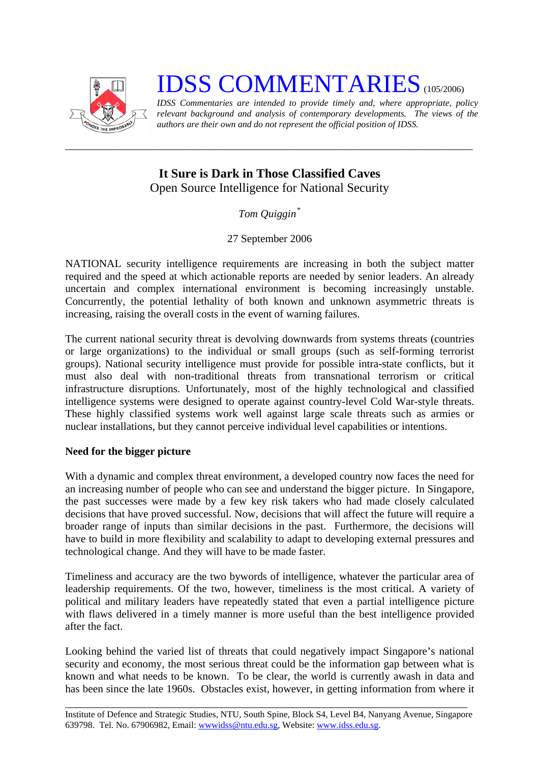# IDSS COMMENTARIES (105/2006)

*IDSS Commentaries are intended to provide timely and, where appropriate, policy relevant background and analysis of contemporary developments. The views of the authors are their own and do not represent the official position of IDSS.*

---

## It Sure is Dark in Those Classified Caves

### Open Source Intelligence for National Security

*Tom Quiggin*[*]

27 September 2006

NATIONAL security intelligence requirements are increasing in both the subject matter required and the speed at which actionable reports are needed by senior leaders. An already uncertain and complex international environment is becoming increasingly unstable. Concurrently, the potential lethality of both known and unknown asymmetric threats is increasing, raising the overall costs in the event of warning failures.

The current national security threat is devolving downwards from systems threats (countries or large organizations) to the individual or small groups (such as self-forming terrorist groups). National security intelligence must provide for possible intra-state conflicts, but it must also deal with non-traditional threats from transnational terrorism or critical infrastructure disruptions. Unfortunately, most of the highly technological and classified intelligence systems were designed to operate against country-level Cold War-style threats. These highly classified systems work well against large scale threats such as armies or nuclear installations, but they cannot perceive individual level capabilities or intentions.

**Need for the bigger picture**

With a dynamic and complex threat environment, a developed country now faces the need for an increasing number of people who can see and understand the bigger picture. In Singapore, the past successes were made by a few key risk takers who had made closely calculated decisions that have proved successful. Now, decisions that will affect the future will require a broader range of inputs than similar decisions in the past. Furthermore, the decisions will have to build in more flexibility and scalability to adapt to developing external pressures and technological change. And they will have to be made faster.

Timeliness and accuracy are the two bywords of intelligence, whatever the particular area of leadership requirements. Of the two, however, timeliness is the most critical. A variety of political and military leaders have repeatedly stated that even a partial intelligence picture with flaws delivered in a timely manner is more useful than the best intelligence provided after the fact.

Looking behind the varied list of threats that could negatively impact Singapore's national security and economy, the most serious threat could be the information gap between what is known and what needs to be known. To be clear, the world is currently awash in data and has been since the late 1960s. Obstacles exist, however, in getting information from where it

---

Institute of Defence and Strategic Studies, NTU, South Spine, Block S4, Level B4, Nanyang Avenue, Singapore 639798. Tel. No. 67906982, Email: wwwidss@ntu.edu.sg, Website: www.idss.edu.sg.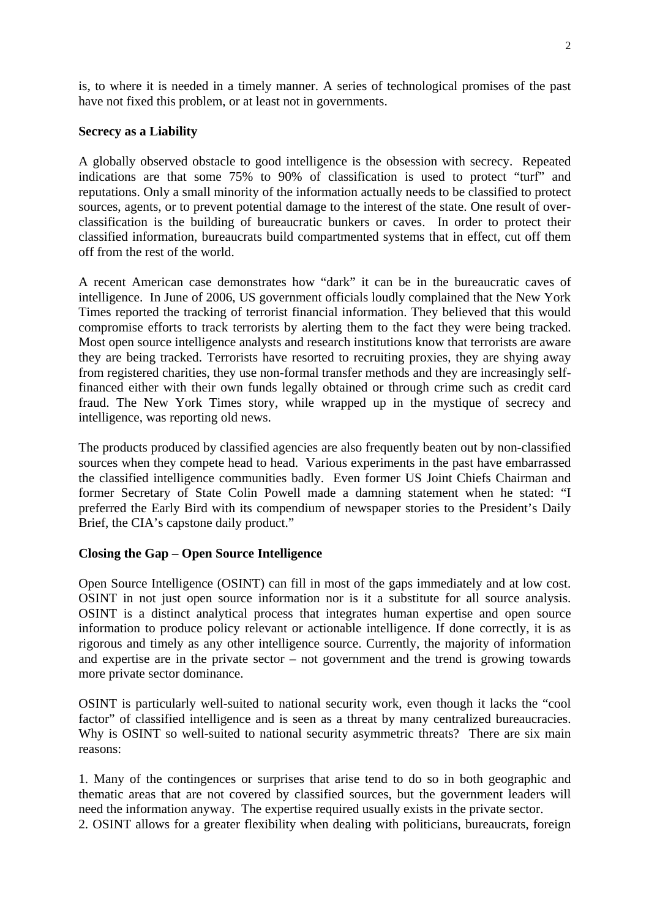is, to where it is needed in a timely manner. A series of technological promises of the past have not fixed this problem, or at least not in governments.

**Secrecy as a Liability**

A globally observed obstacle to good intelligence is the obsession with secrecy. Repeated indications are that some 75% to 90% of classification is used to protect "turf" and reputations. Only a small minority of the information actually needs to be classified to protect sources, agents, or to prevent potential damage to the interest of the state. One result of over-classification is the building of bureaucratic bunkers or caves. In order to protect their classified information, bureaucrats build compartmented systems that in effect, cut off them off from the rest of the world.

A recent American case demonstrates how "dark" it can be in the bureaucratic caves of intelligence. In June of 2006, US government officials loudly complained that the New York Times reported the tracking of terrorist financial information. They believed that this would compromise efforts to track terrorists by alerting them to the fact they were being tracked. Most open source intelligence analysts and research institutions know that terrorists are aware they are being tracked. Terrorists have resorted to recruiting proxies, they are shying away from registered charities, they use non-formal transfer methods and they are increasingly self-financed either with their own funds legally obtained or through crime such as credit card fraud. The New York Times story, while wrapped up in the mystique of secrecy and intelligence, was reporting old news.

The products produced by classified agencies are also frequently beaten out by non-classified sources when they compete head to head. Various experiments in the past have embarrassed the classified intelligence communities badly. Even former US Joint Chiefs Chairman and former Secretary of State Colin Powell made a damning statement when he stated: "I preferred the Early Bird with its compendium of newspaper stories to the President's Daily Brief, the CIA's capstone daily product."

**Closing the Gap – Open Source Intelligence**

Open Source Intelligence (OSINT) can fill in most of the gaps immediately and at low cost. OSINT in not just open source information nor is it a substitute for all source analysis. OSINT is a distinct analytical process that integrates human expertise and open source information to produce policy relevant or actionable intelligence. If done correctly, it is as rigorous and timely as any other intelligence source. Currently, the majority of information and expertise are in the private sector – not government and the trend is growing towards more private sector dominance.

OSINT is particularly well-suited to national security work, even though it lacks the "cool factor" of classified intelligence and is seen as a threat by many centralized bureaucracies. Why is OSINT so well-suited to national security asymmetric threats? There are six main reasons:

1. Many of the contingences or surprises that arise tend to do so in both geographic and thematic areas that are not covered by classified sources, but the government leaders will need the information anyway. The expertise required usually exists in the private sector.
2. OSINT allows for a greater flexibility when dealing with politicians, bureaucrats, foreign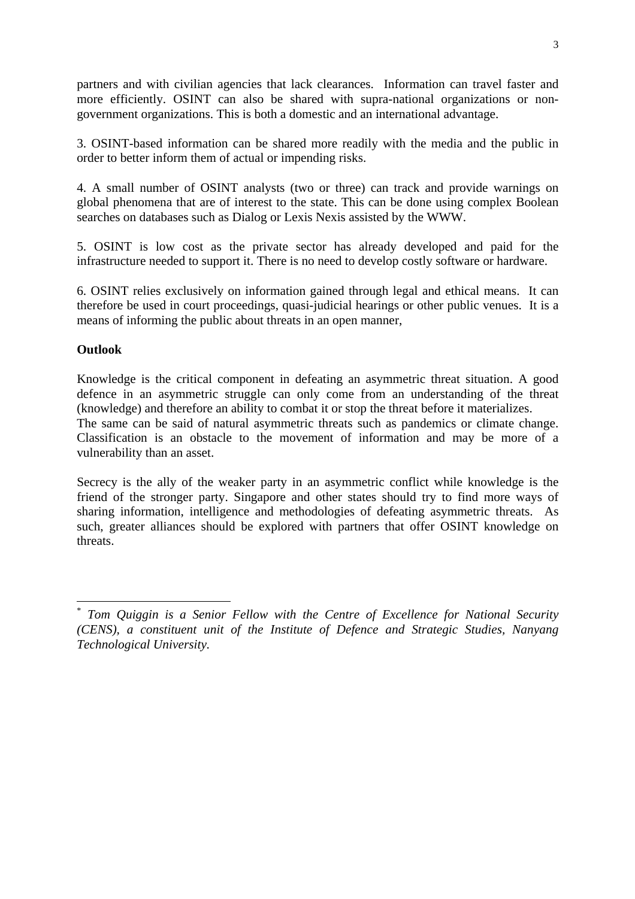partners and with civilian agencies that lack clearances. Information can travel faster and more efficiently. OSINT can also be shared with supra-national organizations or non-government organizations. This is both a domestic and an international advantage.

3. OSINT-based information can be shared more readily with the media and the public in order to better inform them of actual or impending risks.

4. A small number of OSINT analysts (two or three) can track and provide warnings on global phenomena that are of interest to the state. This can be done using complex Boolean searches on databases such as Dialog or Lexis Nexis assisted by the WWW.

5. OSINT is low cost as the private sector has already developed and paid for the infrastructure needed to support it. There is no need to develop costly software or hardware.

6. OSINT relies exclusively on information gained through legal and ethical means. It can therefore be used in court proceedings, quasi-judicial hearings or other public venues. It is a means of informing the public about threats in an open manner,

**Outlook**

Knowledge is the critical component in defeating an asymmetric threat situation. A good defence in an asymmetric struggle can only come from an understanding of the threat (knowledge) and therefore an ability to combat it or stop the threat before it materializes.
The same can be said of natural asymmetric threats such as pandemics or climate change. Classification is an obstacle to the movement of information and may be more of a vulnerability than an asset.

Secrecy is the ally of the weaker party in an asymmetric conflict while knowledge is the friend of the stronger party. Singapore and other states should try to find more ways of sharing information, intelligence and methodologies of defeating asymmetric threats. As such, greater alliances should be explored with partners that offer OSINT knowledge on threats.

---

[*] *Tom Quiggin is a Senior Fellow with the Centre of Excellence for National Security (CENS), a constituent unit of the Institute of Defence and Strategic Studies, Nanyang Technological University.*